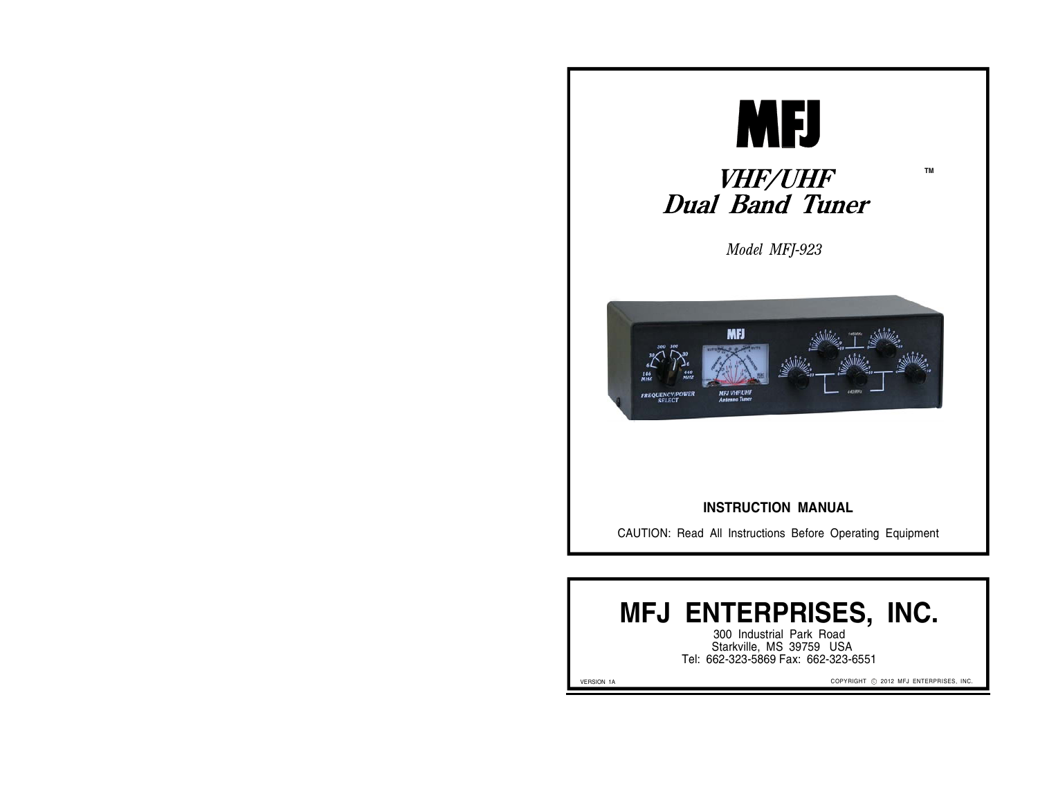# MFJ

## *VHF/UHF Dual Band Tuner* ™

*Model MFJ-923*

**INSTRUCTION MANUAL**

CAUTION: Read All Instructions Before Operating Equipment

# MFJ ENTERPRISES, INC.

300 Industrial Park Road
Starkville, MS 39759 USA
Tel: 662-323-5869 Fax: 662-323-6551

VERSION 1A

COPYRIGHT © 2012 MFJ ENTERPRISES, INC.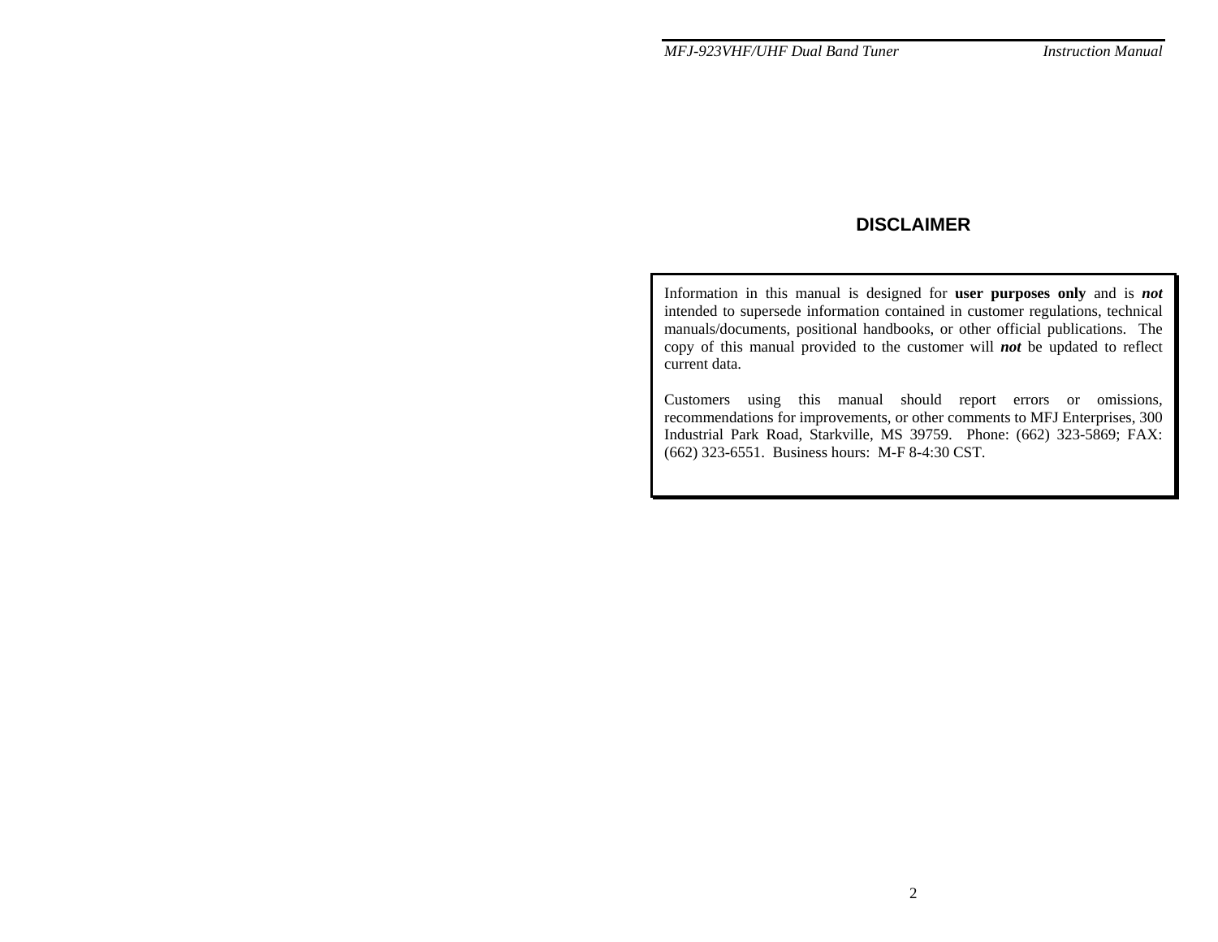## DISCLAIMER

Information in this manual is designed for **user purposes only** and is ***not*** intended to supersede information contained in customer regulations, technical manuals/documents, positional handbooks, or other official publications. The copy of this manual provided to the customer will ***not*** be updated to reflect current data.

Customers using this manual should report errors or omissions, recommendations for improvements, or other comments to MFJ Enterprises, 300 Industrial Park Road, Starkville, MS 39759. Phone: (662) 323-5869; FAX: (662) 323-6551. Business hours: M-F 8-4:30 CST.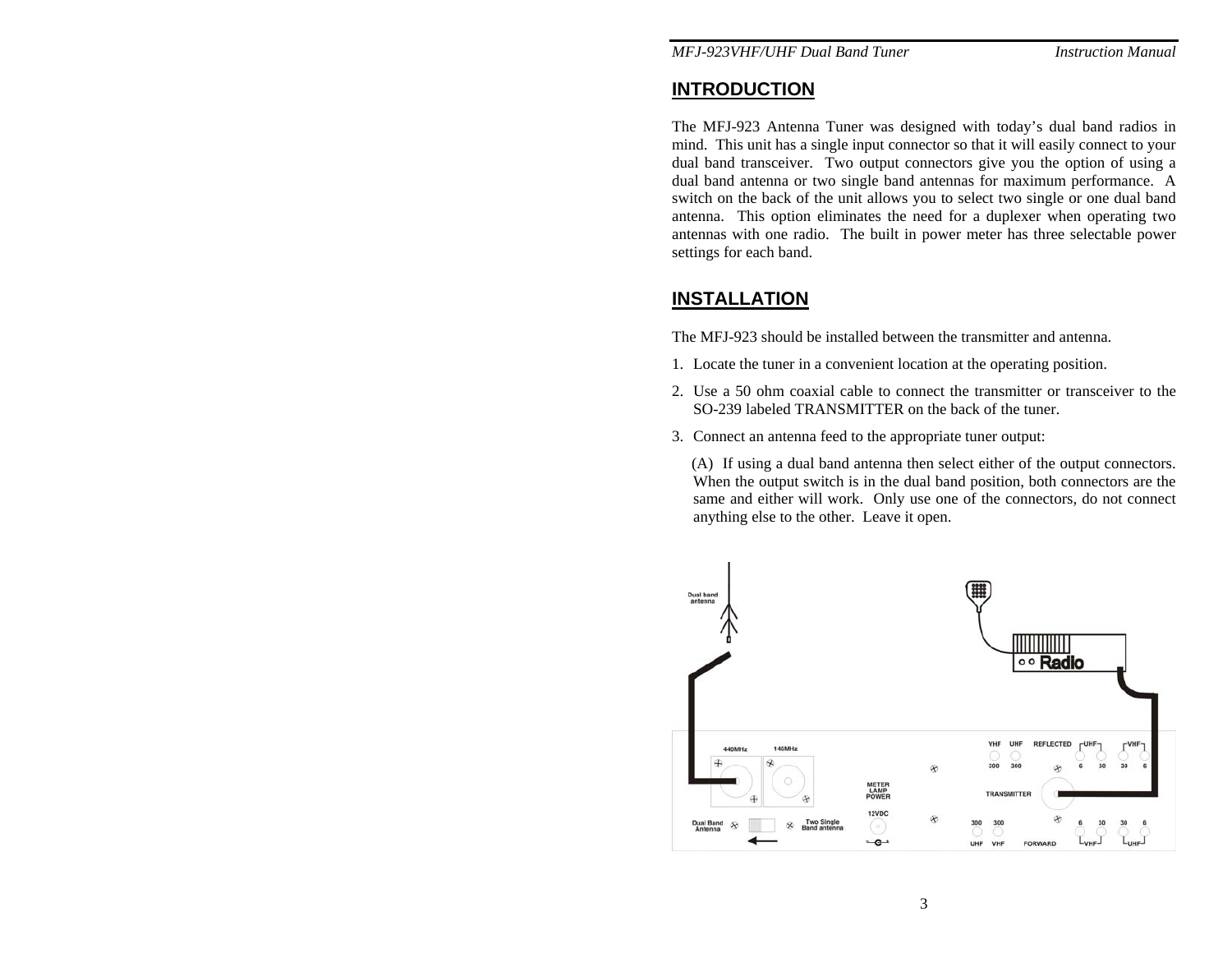## INTRODUCTION

The MFJ-923 Antenna Tuner was designed with today's dual band radios in mind. This unit has a single input connector so that it will easily connect to your dual band transceiver. Two output connectors give you the option of using a dual band antenna or two single band antennas for maximum performance. A switch on the back of the unit allows you to select two single or one dual band antenna. This option eliminates the need for a duplexer when operating two antennas with one radio. The built in power meter has three selectable power settings for each band.

## INSTALLATION

The MFJ-923 should be installed between the transmitter and antenna.

1. Locate the tuner in a convenient location at the operating position.
2. Use a 50 ohm coaxial cable to connect the transmitter or transceiver to the SO-239 labeled TRANSMITTER on the back of the tuner.
3. Connect an antenna feed to the appropriate tuner output:

   (A) If using a dual band antenna then select either of the output connectors. When the output switch is in the dual band position, both connectors are the same and either will work. Only use one of the connectors, do not connect anything else to the other. Leave it open.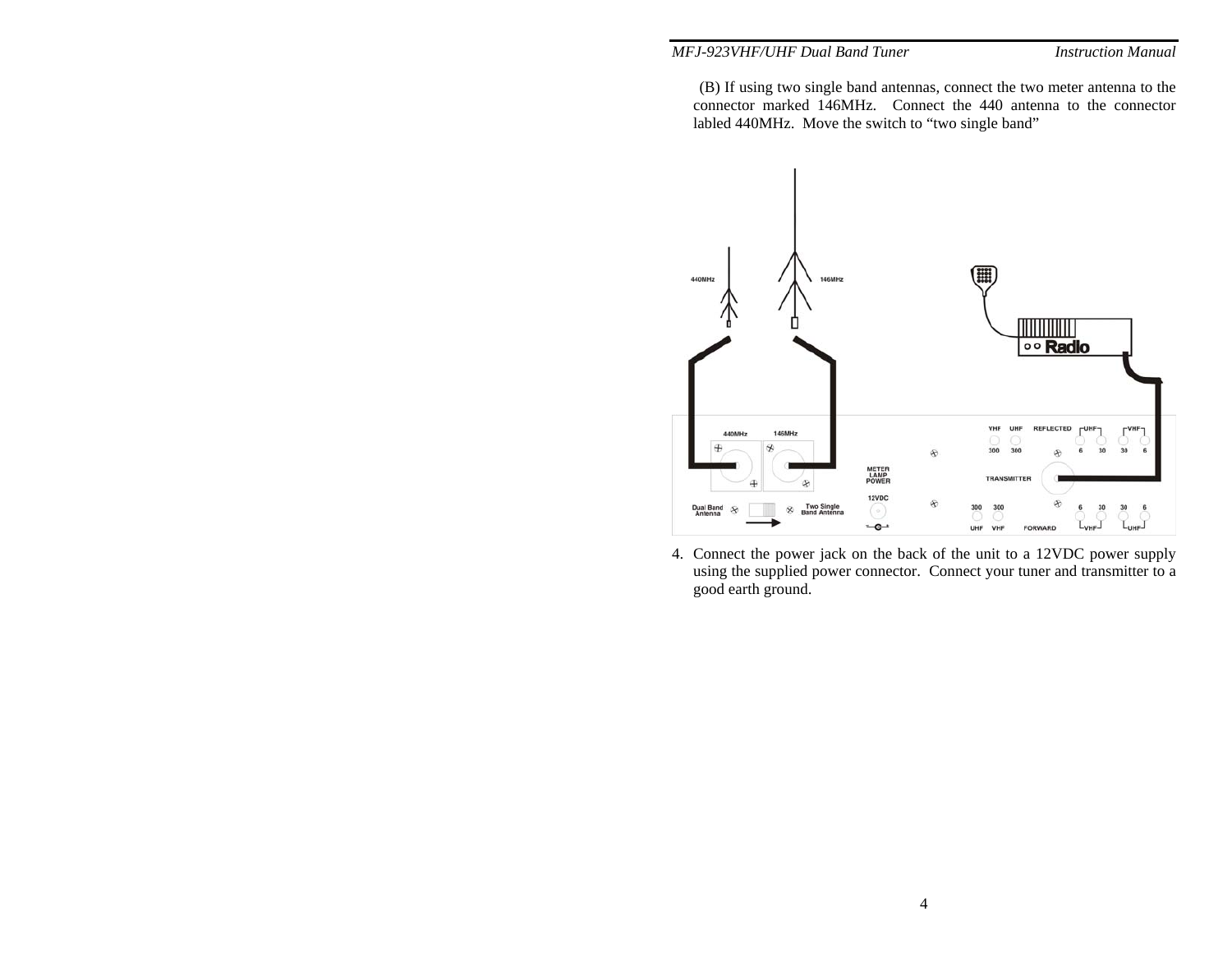(B) If using two single band antennas, connect the two meter antenna to the connector marked 146MHz. Connect the 440 antenna to the connector labled 440MHz. Move the switch to "two single band"

4. Connect the power jack on the back of the unit to a 12VDC power supply using the supplied power connector. Connect your tuner and transmitter to a good earth ground.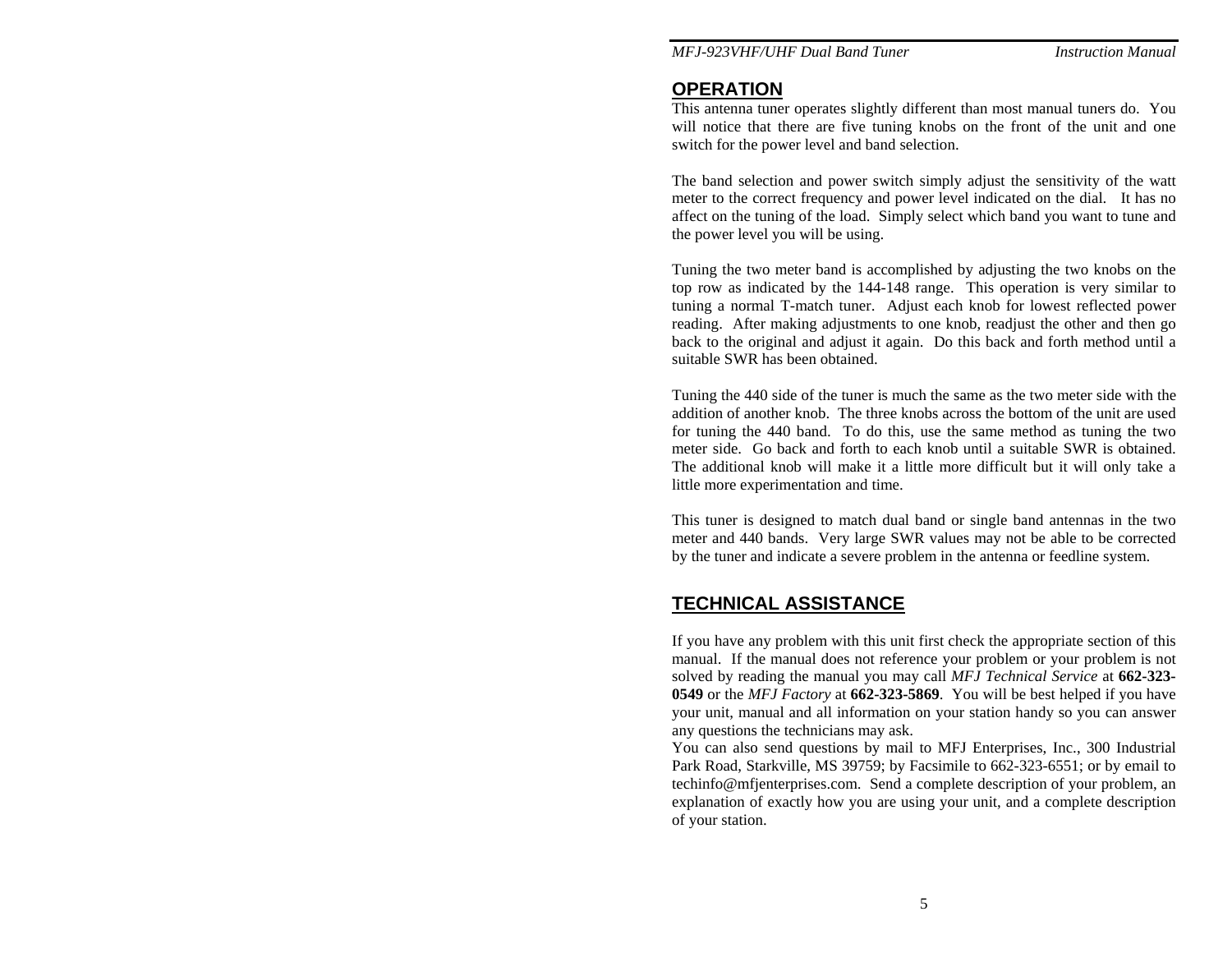## OPERATION

This antenna tuner operates slightly different than most manual tuners do. You will notice that there are five tuning knobs on the front of the unit and one switch for the power level and band selection.

The band selection and power switch simply adjust the sensitivity of the watt meter to the correct frequency and power level indicated on the dial. It has no affect on the tuning of the load. Simply select which band you want to tune and the power level you will be using.

Tuning the two meter band is accomplished by adjusting the two knobs on the top row as indicated by the 144-148 range. This operation is very similar to tuning a normal T-match tuner. Adjust each knob for lowest reflected power reading. After making adjustments to one knob, readjust the other and then go back to the original and adjust it again. Do this back and forth method until a suitable SWR has been obtained.

Tuning the 440 side of the tuner is much the same as the two meter side with the addition of another knob. The three knobs across the bottom of the unit are used for tuning the 440 band. To do this, use the same method as tuning the two meter side. Go back and forth to each knob until a suitable SWR is obtained. The additional knob will make it a little more difficult but it will only take a little more experimentation and time.

This tuner is designed to match dual band or single band antennas in the two meter and 440 bands. Very large SWR values may not be able to be corrected by the tuner and indicate a severe problem in the antenna or feedline system.

## TECHNICAL ASSISTANCE

If you have any problem with this unit first check the appropriate section of this manual. If the manual does not reference your problem or your problem is not solved by reading the manual you may call *MFJ Technical Service* at **662-323-0549** or the *MFJ Factory* at **662-323-5869**. You will be best helped if you have your unit, manual and all information on your station handy so you can answer any questions the technicians may ask.
You can also send questions by mail to MFJ Enterprises, Inc., 300 Industrial Park Road, Starkville, MS 39759; by Facsimile to 662-323-6551; or by email to techinfo@mfjenterprises.com. Send a complete description of your problem, an explanation of exactly how you are using your unit, and a complete description of your station.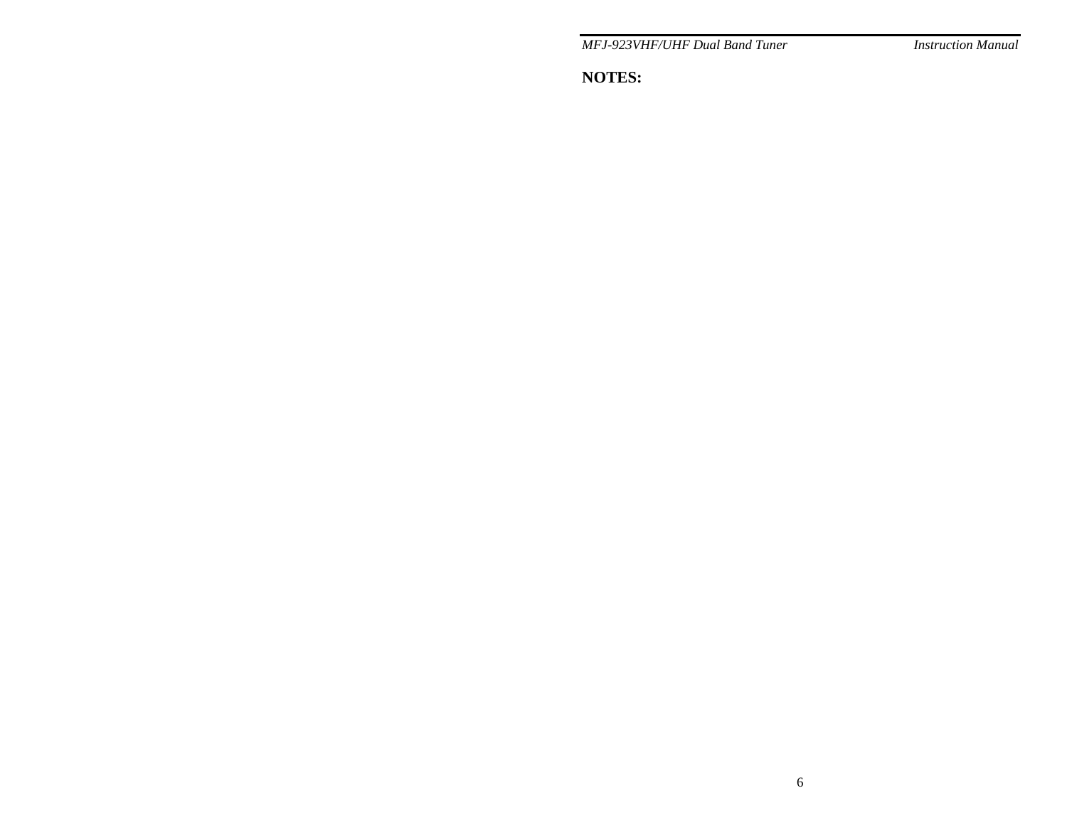**NOTES:**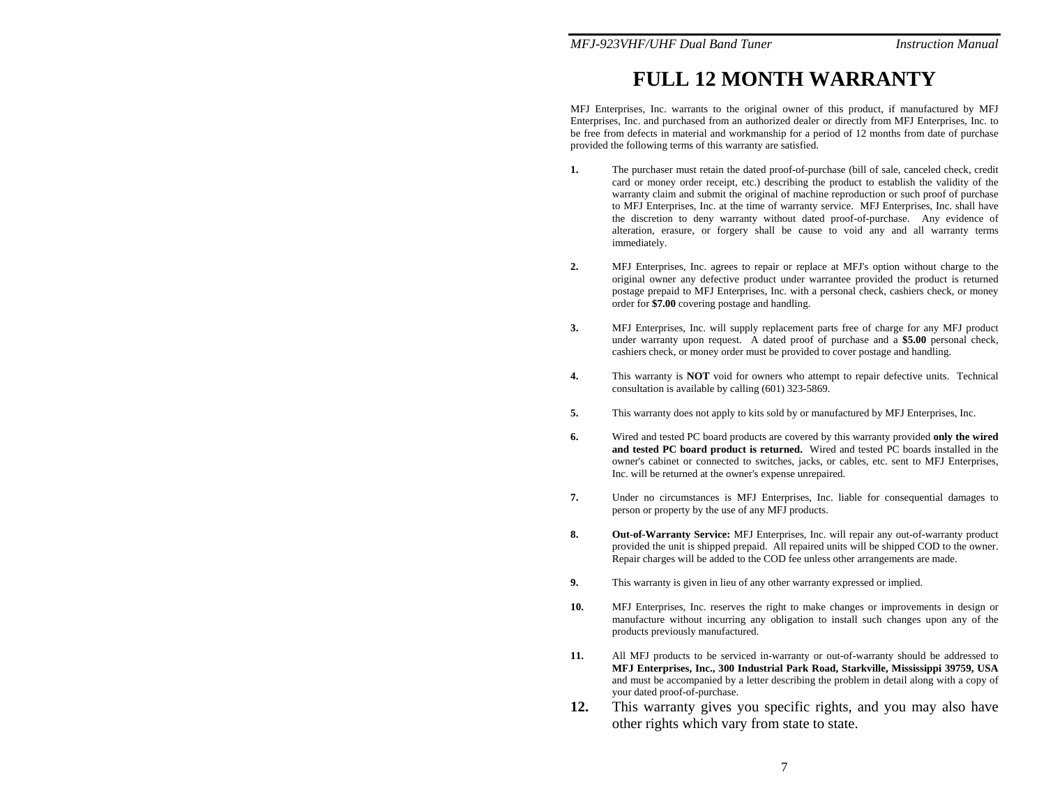# FULL 12 MONTH WARRANTY

MFJ Enterprises, Inc. warrants to the original owner of this product, if manufactured by MFJ Enterprises, Inc. and purchased from an authorized dealer or directly from MFJ Enterprises, Inc. to be free from defects in material and workmanship for a period of 12 months from date of purchase provided the following terms of this warranty are satisfied.

**1.** The purchaser must retain the dated proof-of-purchase (bill of sale, canceled check, credit card or money order receipt, etc.) describing the product to establish the validity of the warranty claim and submit the original of machine reproduction or such proof of purchase to MFJ Enterprises, Inc. at the time of warranty service. MFJ Enterprises, Inc. shall have the discretion to deny warranty without dated proof-of-purchase. Any evidence of alteration, erasure, or forgery shall be cause to void any and all warranty terms immediately.

**2.** MFJ Enterprises, Inc. agrees to repair or replace at MFJ's option without charge to the original owner any defective product under warrantee provided the product is returned postage prepaid to MFJ Enterprises, Inc. with a personal check, cashiers check, or money order for **$7.00** covering postage and handling.

**3.** MFJ Enterprises, Inc. will supply replacement parts free of charge for any MFJ product under warranty upon request. A dated proof of purchase and a **$5.00** personal check, cashiers check, or money order must be provided to cover postage and handling.

**4.** This warranty is **NOT** void for owners who attempt to repair defective units. Technical consultation is available by calling (601) 323-5869.

**5.** This warranty does not apply to kits sold by or manufactured by MFJ Enterprises, Inc.

**6.** Wired and tested PC board products are covered by this warranty provided **only the wired and tested PC board product is returned.** Wired and tested PC boards installed in the owner's cabinet or connected to switches, jacks, or cables, etc. sent to MFJ Enterprises, Inc. will be returned at the owner's expense unrepaired.

**7.** Under no circumstances is MFJ Enterprises, Inc. liable for consequential damages to person or property by the use of any MFJ products.

**8.** **Out-of-Warranty Service:** MFJ Enterprises, Inc. will repair any out-of-warranty product provided the unit is shipped prepaid. All repaired units will be shipped COD to the owner. Repair charges will be added to the COD fee unless other arrangements are made.

**9.** This warranty is given in lieu of any other warranty expressed or implied.

**10.** MFJ Enterprises, Inc. reserves the right to make changes or improvements in design or manufacture without incurring any obligation to install such changes upon any of the products previously manufactured.

**11.** All MFJ products to be serviced in-warranty or out-of-warranty should be addressed to **MFJ Enterprises, Inc., 300 Industrial Park Road, Starkville, Mississippi 39759, USA** and must be accompanied by a letter describing the problem in detail along with a copy of your dated proof-of-purchase.

**12.** This warranty gives you specific rights, and you may also have other rights which vary from state to state.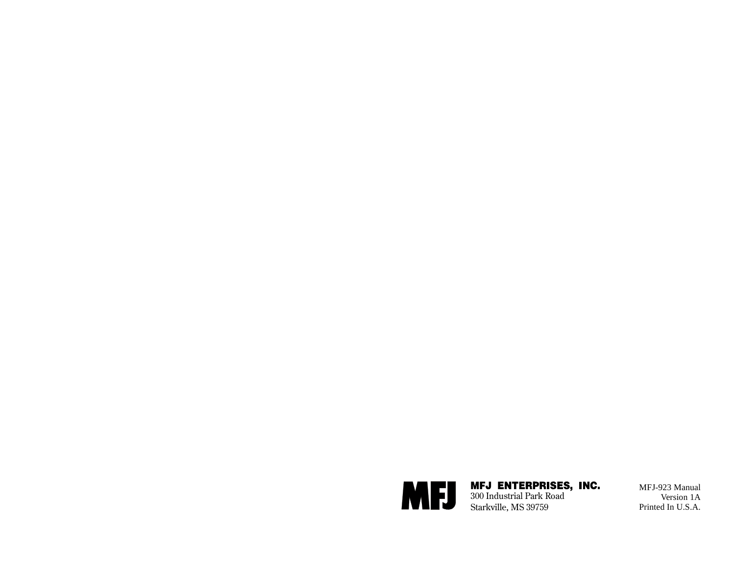MFJ

**MFJ ENTERPRISES, INC.**
300 Industrial Park Road
Starkville, MS 39759

MFJ-923 Manual
Version 1A
Printed In U.S.A.